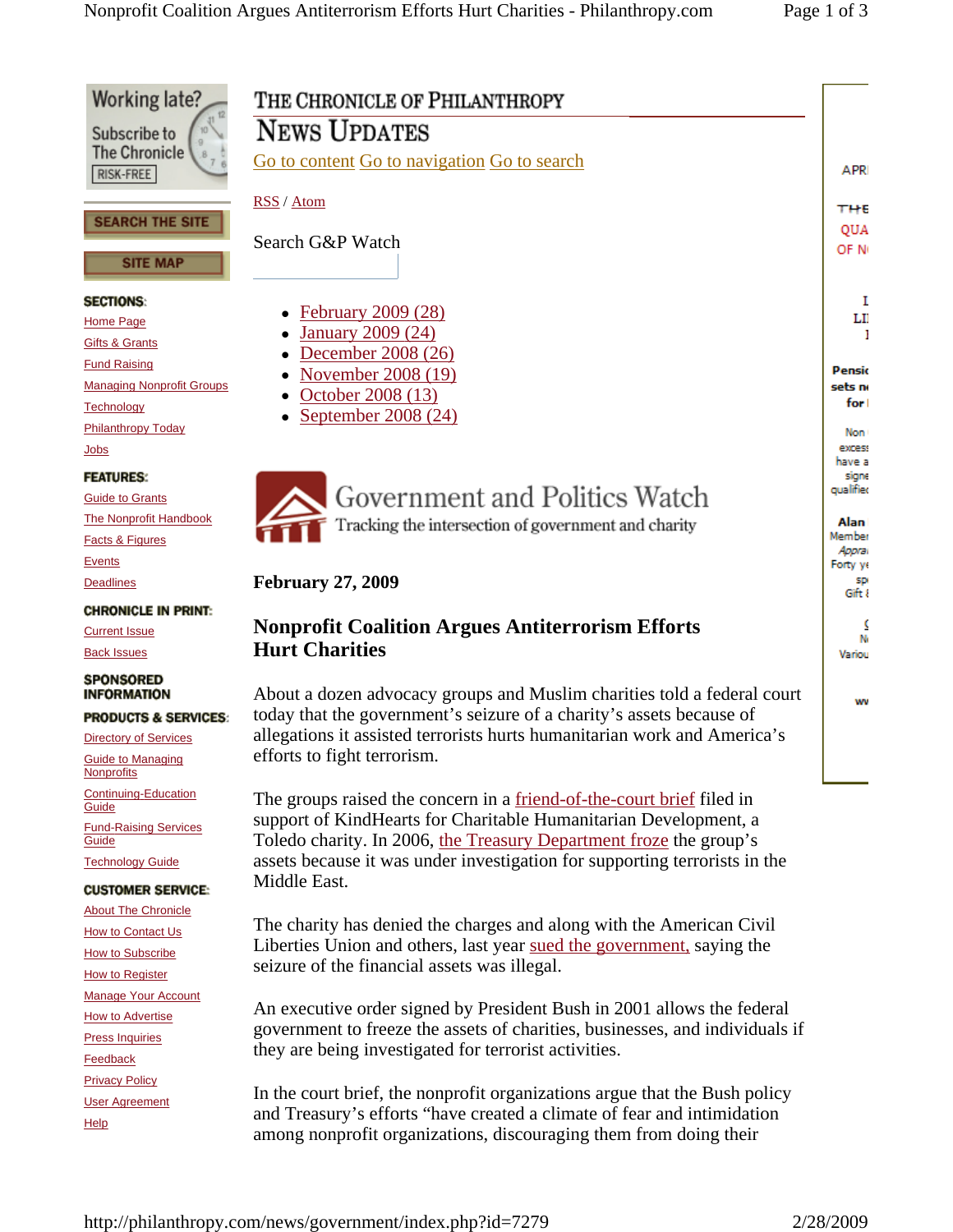Working late? Subscribe to The Chronicle RISK-FREE

SEARCH THE SITE

SITE MAP

**SECTIONS:**

- Home Page
- Gifts & Grants
- Fund Raising
- Managing Nonprofit Groups
- Technology
- Philanthropy Today
- Jobs

**FEATURES:**

- Guide to Grants
- The Nonprofit Handbook
- Facts & Figures
- Events
- Deadlines

**CHRONICLE IN PRINT:**

- Current Issue
- Back Issues

**SPONSORED INFORMATION**

**PRODUCTS & SERVICES:**

- Directory of Services
- Guide to Managing Nonprofits
- Continuing-Education Guide
- Fund-Raising Services Guide
- Technology Guide

**CUSTOMER SERVICE:**

- About The Chronicle
- How to Contact Us
- How to Subscribe
- How to Register
- Manage Your Account
- How to Advertise
- Press Inquiries
- Feedback
- Privacy Policy
- User Agreement
- Help

# THE CHRONICLE OF PHILANTHROPY

## NEWS UPDATES

Go to content Go to navigation Go to search

RSS / Atom

Search G&P Watch

- February 2009 (28)
- January 2009 (24)
- December 2008 (26)
- November 2008 (19)
- October 2008 (13)
- September 2008 (24)

Government and Politics Watch

Tracking the intersection of government and charity

**February 27, 2009**

## Nonprofit Coalition Argues Antiterrorism Efforts Hurt Charities

About a dozen advocacy groups and Muslim charities told a federal court today that the government's seizure of a charity's assets because of allegations it assisted terrorists hurts humanitarian work and America's efforts to fight terrorism.

The groups raised the concern in a friend-of-the-court brief filed in support of KindHearts for Charitable Humanitarian Development, a Toledo charity. In 2006, the Treasury Department froze the group's assets because it was under investigation for supporting terrorists in the Middle East.

The charity has denied the charges and along with the American Civil Liberties Union and others, last year sued the government, saying the seizure of the financial assets was illegal.

An executive order signed by President Bush in 2001 allows the federal government to freeze the assets of charities, businesses, and individuals if they are being investigated for terrorist activities.

In the court brief, the nonprofit organizations argue that the Bush policy and Treasury's efforts "have created a climate of fear and intimidation among nonprofit organizations, discouraging them from doing their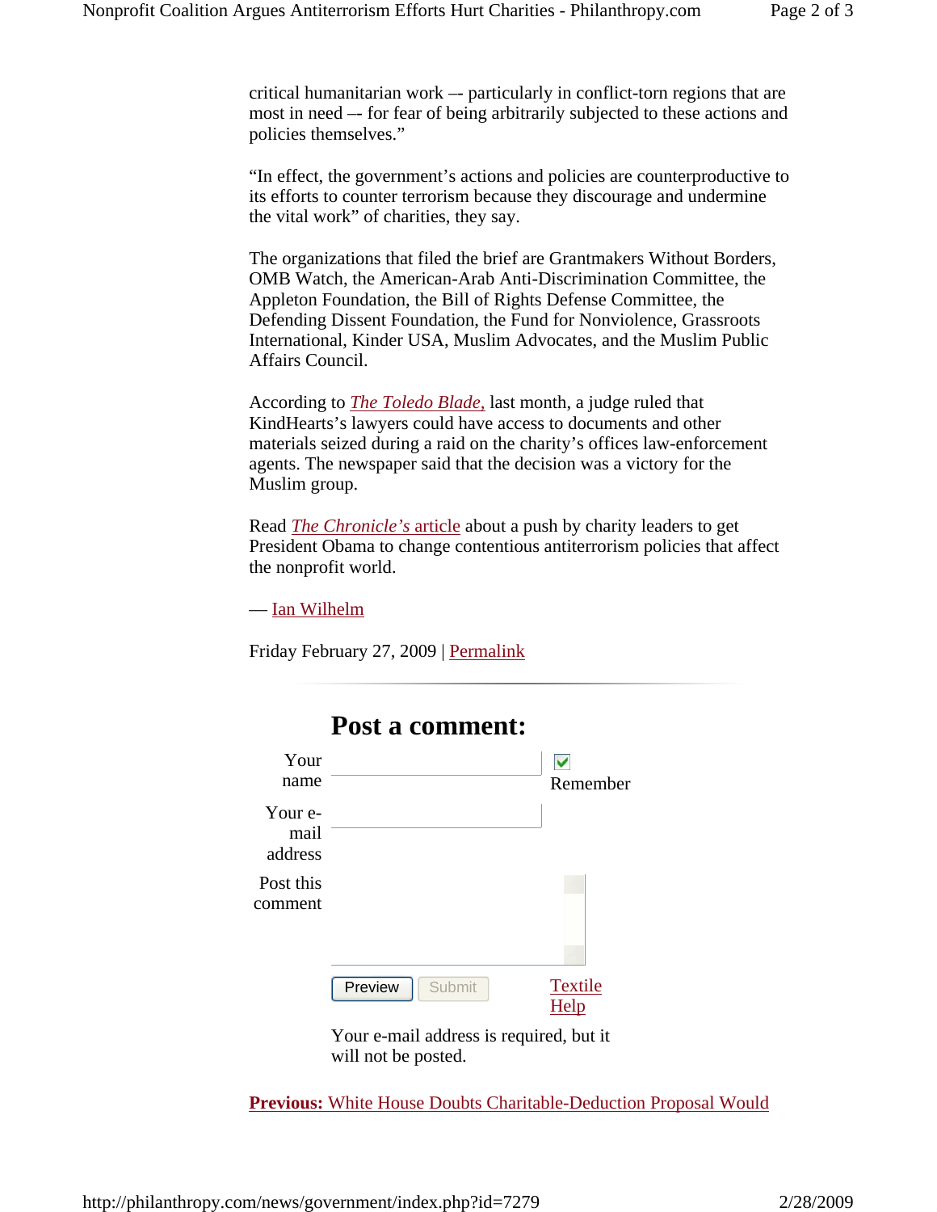critical humanitarian work –- particularly in conflict-torn regions that are most in need –- for fear of being arbitrarily subjected to these actions and policies themselves."

"In effect, the government's actions and policies are counterproductive to its efforts to counter terrorism because they discourage and undermine the vital work" of charities, they say.

The organizations that filed the brief are Grantmakers Without Borders, OMB Watch, the American-Arab Anti-Discrimination Committee, the Appleton Foundation, the Bill of Rights Defense Committee, the Defending Dissent Foundation, the Fund for Nonviolence, Grassroots International, Kinder USA, Muslim Advocates, and the Muslim Public Affairs Council.

According to *The Toledo Blade,* last month, a judge ruled that KindHearts's lawyers could have access to documents and other materials seized during a raid on the charity's offices law-enforcement agents. The newspaper said that the decision was a victory for the Muslim group.

Read *The Chronicle's* article about a push by charity leaders to get President Obama to change contentious antiterrorism policies that affect the nonprofit world.

— Ian Wilhelm

Friday February 27, 2009 | Permalink

---

## Post a comment:

Your name

Remember

Your e-mail address

Post this comment

Preview | Submit

Textile Help

Your e-mail address is required, but it will not be posted.

**Previous:** White House Doubts Charitable-Deduction Proposal Would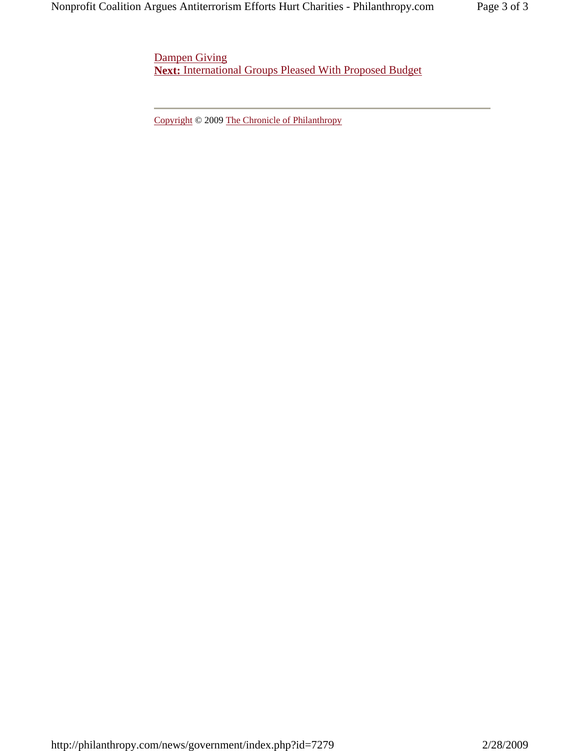Dampen Giving
**Next:** International Groups Pleased With Proposed Budget

---

Copyright © 2009 The Chronicle of Philanthropy